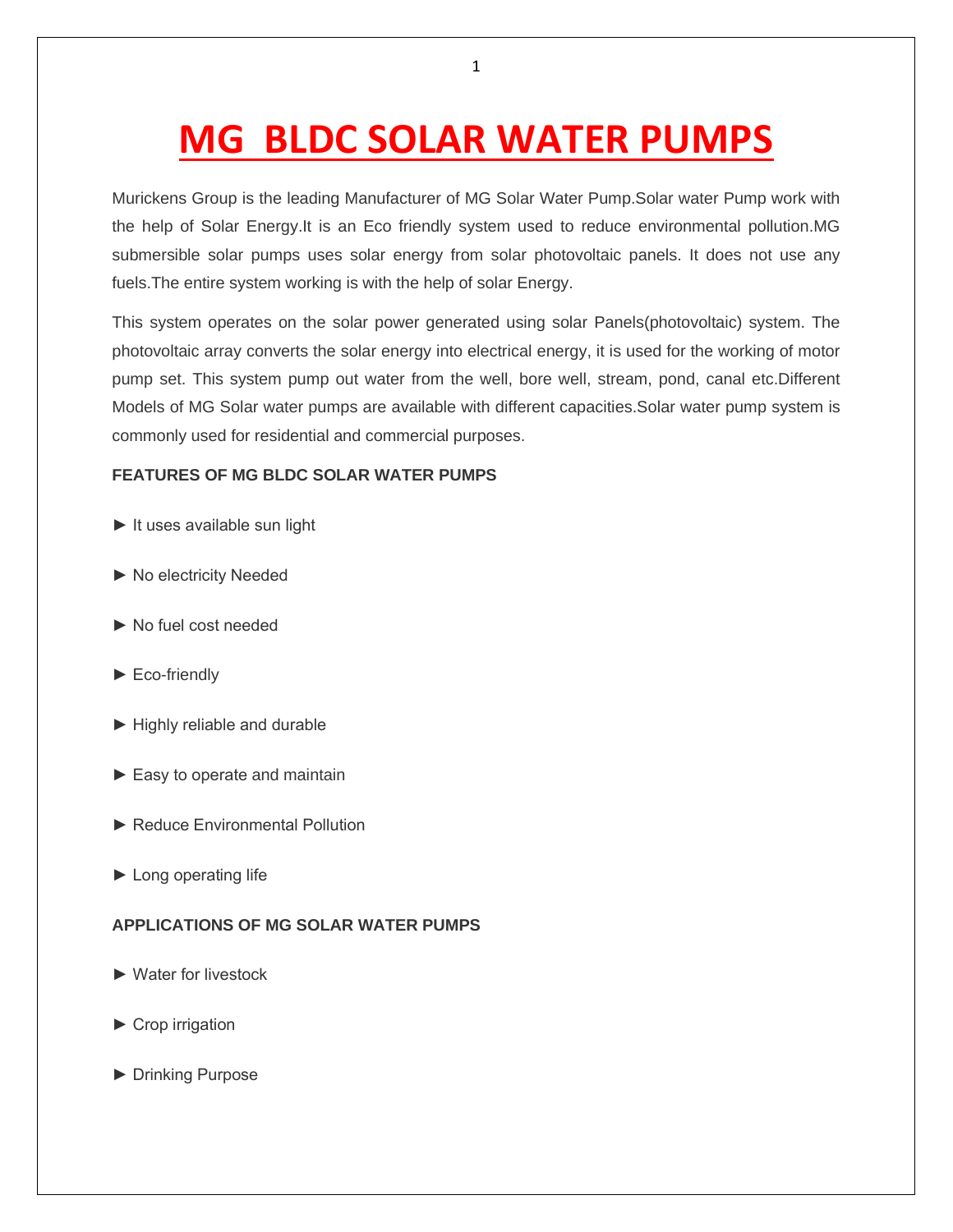# MG BLDC SOLAR WATER PUMPS

Murickens Group is the leading Manufacturer of MG Solar Water Pump.Solar water Pump work with the help of Solar Energy.It is an Eco friendly system used to reduce environmental pollution.MG submersible solar pumps uses solar energy from solar photovoltaic panels. It does not use any fuels.The entire system working is with the help of solar Energy.

This system operates on the solar power generated using solar Panels(photovoltaic) system. The photovoltaic array converts the solar energy into electrical energy, it is used for the working of motor pump set. This system pump out water from the well, bore well, stream, pond, canal etc.Different Models of MG Solar water pumps are available with different capacities.Solar water pump system is commonly used for residential and commercial purposes.

**FEATURES OF MG BLDC SOLAR WATER PUMPS**

► It uses available sun light

► No electricity Needed

► No fuel cost needed

► Eco-friendly

► Highly reliable and durable

► Easy to operate and maintain

► Reduce Environmental Pollution

► Long operating life

**APPLICATIONS OF MG SOLAR WATER PUMPS**

► Water for livestock

► Crop irrigation

► Drinking Purpose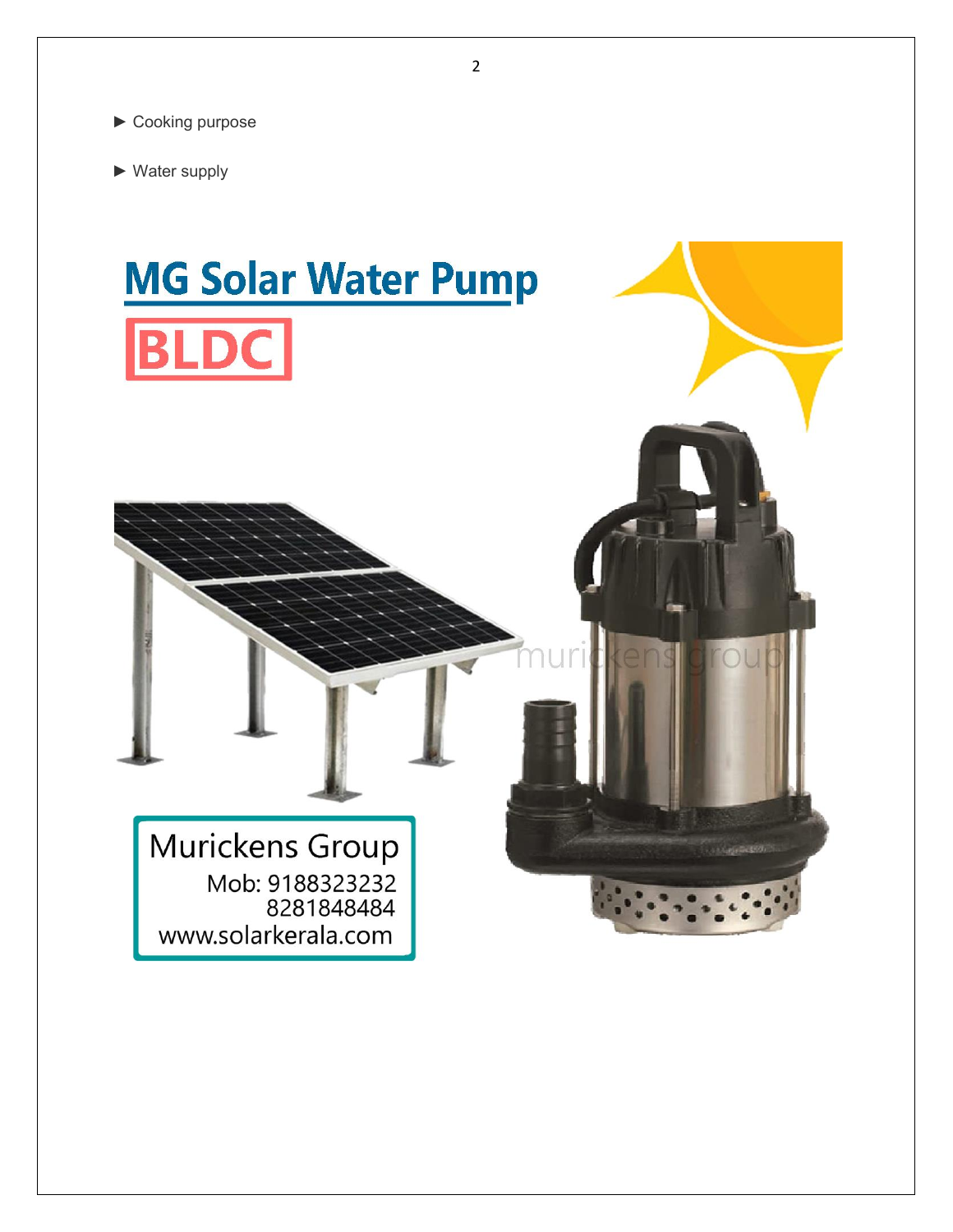- Cooking purpose
- Water supply

# MG Solar Water Pump

**BLDC**

Murickens Group
Mob: 9188323232
8281848484
www.solarkerala.com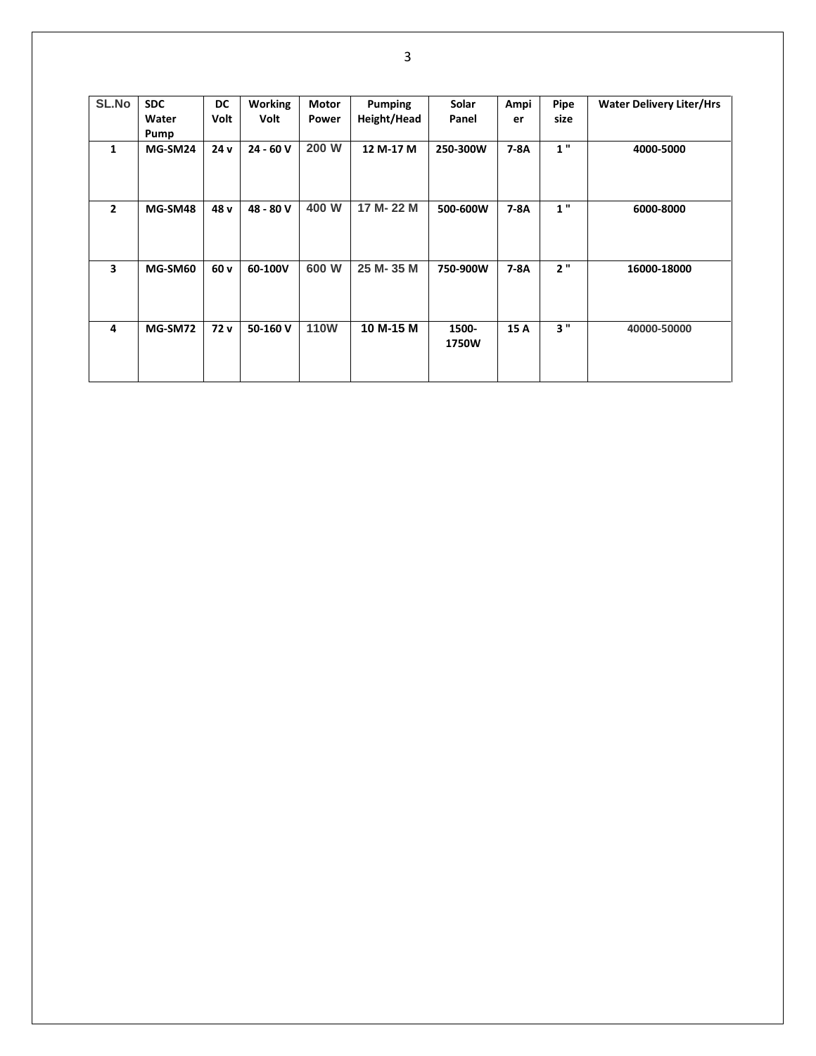| SL.No | SDC Water Pump | DC Volt | Working Volt | Motor Power | Pumping Height/Head | Solar Panel | Ampier | Pipe size | Water Delivery Liter/Hrs |
|---|---|---|---|---|---|---|---|---|---|
| 1 | MG-SM24 | 24 v | 24 - 60 V | 200 W | 12 M-17 M | 250-300W | 7-8A | 1 " | 4000-5000 |
| 2 | MG-SM48 | 48 v | 48 - 80 V | 400 W | 17 M- 22 M | 500-600W | 7-8A | 1 " | 6000-8000 |
| 3 | MG-SM60 | 60 v | 60-100V | 600 W | 25 M- 35 M | 750-900W | 7-8A | 2 " | 16000-18000 |
| 4 | MG-SM72 | 72 v | 50-160 V | 110W | 10 M-15 M | 1500-1750W | 15 A | 3 " | 40000-50000 |